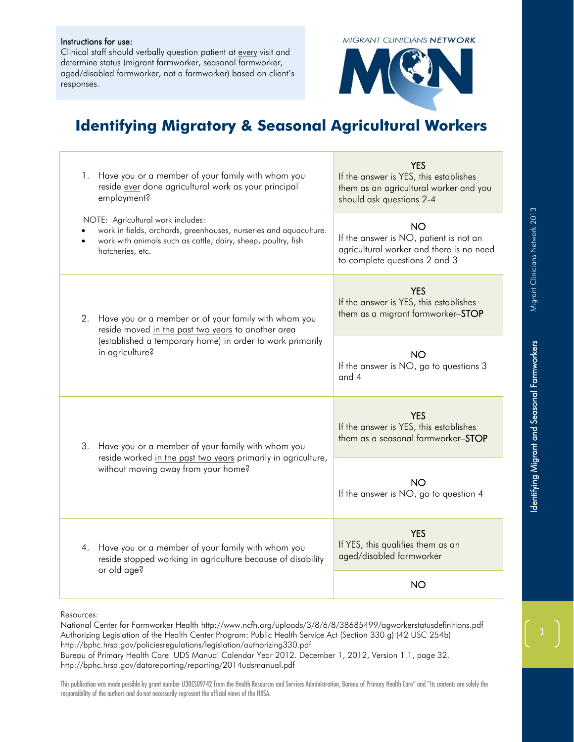**Instructions for use:**
Clinical staff should verbally question patient at <u>every</u> visit and determine status (migrant farmworker, seasonal farmworker, aged/disabled farmworker, not a farmworker) based on client's responses.

MIGRANT CLINICIANS NETWORK

# Identifying Migratory & Seasonal Agricultural Workers

| Question | Response |
|---|---|
| 1. Have you or a member of your family with whom you reside <u>ever</u> done agricultural work as your principal employment? NOTE: Agricultural work includes: • work in fields, orchards, greenhouses, nurseries and aquaculture. • work with animals such as cattle, dairy, sheep, poultry, fish hatcheries, etc. | **YES** If the answer is YES, this establishes them as an agricultural worker and you should ask questions 2-4 |
| | **NO** If the answer is NO, patient is not an agricultural worker and there is no need to complete questions 2 and 3 |
| 2. Have you or a member or of your family with whom you reside moved <u>in the past two years</u> to another area (established a temporary home) in order to work primarily in agriculture? | **YES** If the answer is YES, this establishes them as a migrant farmworker–**STOP** |
| | **NO** If the answer is NO, go to questions 3 and 4 |
| 3. Have you or a member of your family with whom you reside worked <u>in the past two years</u> primarily in agriculture, without moving away from your home? | **YES** If the answer is YES, this establishes them as a seasonal farmworker–**STOP** |
| | **NO** If the answer is NO, go to question 4 |
| 4. Have you or a member of your family with whom you reside stopped working in agriculture because of disability or old age? | **YES** If YES, this qualifies them as an aged/disabled farmworker |
| | **NO** |

Resources:
National Center for Farmworker Health http://www.ncfh.org/uploads/3/8/6/8/38685499/agworkerstatusdefinitions.pdf
Authorizing Legislation of the Health Center Program: Public Health Service Act (Section 330 g) (42 USC 254b) http://bphc.hrsa.gov/policiesregulations/legislation/authorizing330.pdf
Bureau of Primary Health Care UDS Manual Calendar Year 2012. December 1, 2012, Version 1.1, page 32. http://bphc.hrsa.gov/datareporting/reporting/2014udsmanual.pdf

This publication was made possible by grant number U30CS09742 from the Health Resources and Services Administration, Bureau of Primary Health Care" and "Its contents are solely the responsibility of the authors and do not necessarily represent the official views of the HRSA.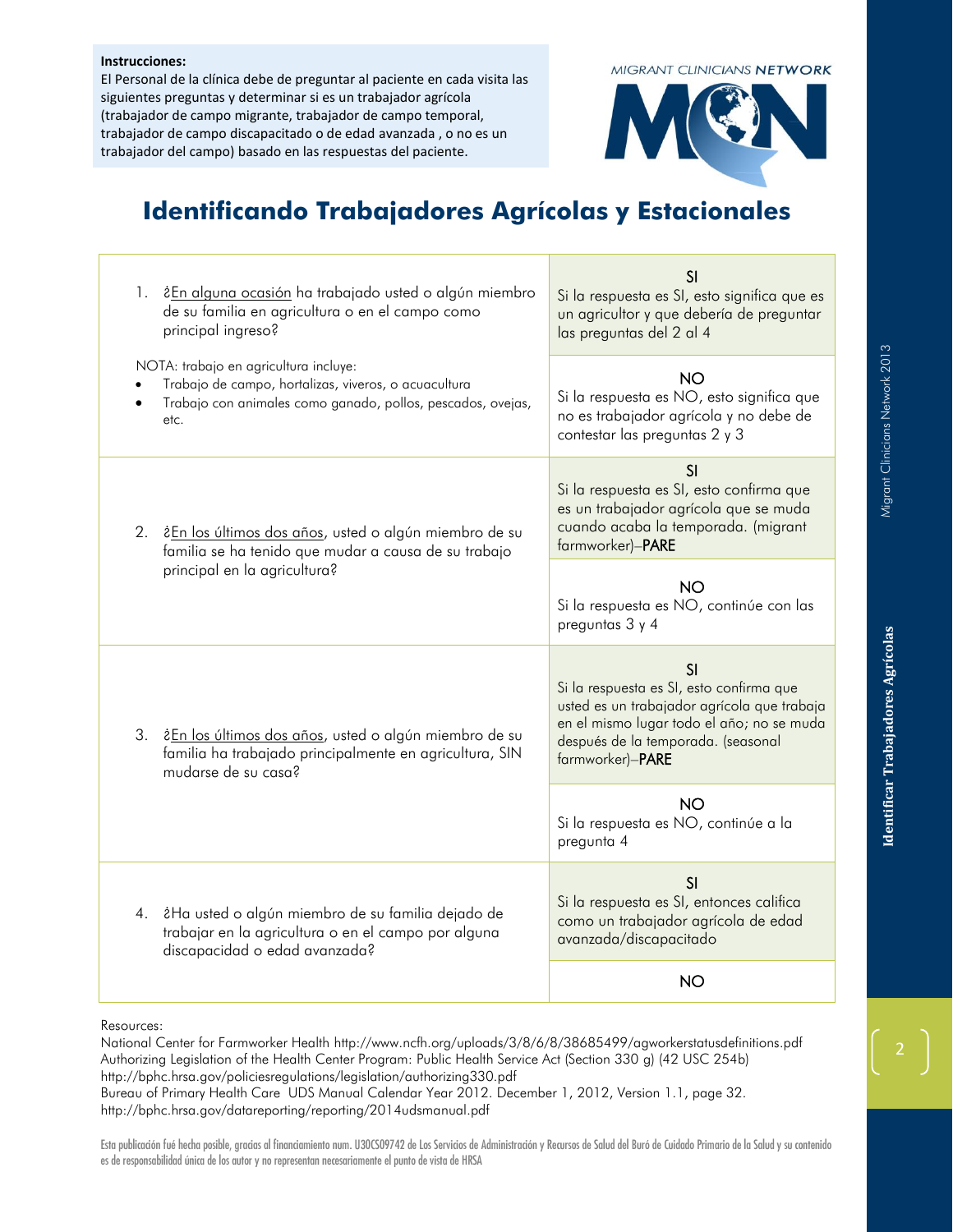**Instrucciones:**
El Personal de la clínica debe de preguntar al paciente en cada visita las siguientes preguntas y determinar si es un trabajador agrícola (trabajador de campo migrante, trabajador de campo temporal, trabajador de campo discapacitado o de edad avanzada , o no es un trabajador del campo) basado en las respuestas del paciente.

# Identificando Trabajadores Agrícolas y Estacionales

| | |
|---|---|
| 1. ¿En alguna ocasión ha trabajado usted o algún miembro de su familia en agricultura o en el campo como principal ingreso?<br><br>NOTA: trabajo en agricultura incluye:<br>• Trabajo de campo, hortalizas, viveros, o acuacultura<br>• Trabajo con animales como ganado, pollos, pescados, ovejas, etc. | **SI**<br>Si la respuesta es SI, esto significa que es un agricultor y que debería de preguntar las preguntas del 2 al 4 |
| | **NO**<br>Si la respuesta es NO, esto significa que no es trabajador agrícola y no debe de contestar las preguntas 2 y 3 |
| 2. ¿En los últimos dos años, usted o algún miembro de su familia se ha tenido que mudar a causa de su trabajo principal en la agricultura? | **SI**<br>Si la respuesta es SI, esto confirma que es un trabajador agrícola que se muda cuando acaba la temporada. (migrant farmworker)–**PARE** |
| | **NO**<br>Si la respuesta es NO, continúe con las preguntas 3 y 4 |
| 3. ¿En los últimos dos años, usted o algún miembro de su familia ha trabajado principalmente en agricultura, SIN mudarse de su casa? | **SI**<br>Si la respuesta es SI, esto confirma que usted es un trabajador agrícola que trabaja en el mismo lugar todo el año; no se muda después de la temporada. (seasonal farmworker)–**PARE** |
| | **NO**<br>Si la respuesta es NO, continúe a la pregunta 4 |
| 4. ¿Ha usted o algún miembro de su familia dejado de trabajar en la agricultura o en el campo por alguna discapacidad o edad avanzada? | **SI**<br>Si la respuesta es SI, entonces califica como un trabajador agrícola de edad avanzada/discapacitado |
| | **NO** |

Resources:
National Center for Farmworker Health http://www.ncfh.org/uploads/3/8/6/8/38685499/agworkerstatusdefinitions.pdf
Authorizing Legislation of the Health Center Program: Public Health Service Act (Section 330 g) (42 USC 254b)
http://bphc.hrsa.gov/policiesregulations/legislation/authorizing330.pdf
Bureau of Primary Health Care UDS Manual Calendar Year 2012. December 1, 2012, Version 1.1, page 32.
http://bphc.hrsa.gov/datareporting/reporting/2014udsmanual.pdf

Esta publicación fué hecha posible, gracias al financiamiento num. U30CS09742 de Los Servicios de Administración y Recursos de Salud del Buró de Cuidado Primario de la Salud y su contenido es de responsabilidad única de los autor y no representan necesariamente el punto de vista de HRSA